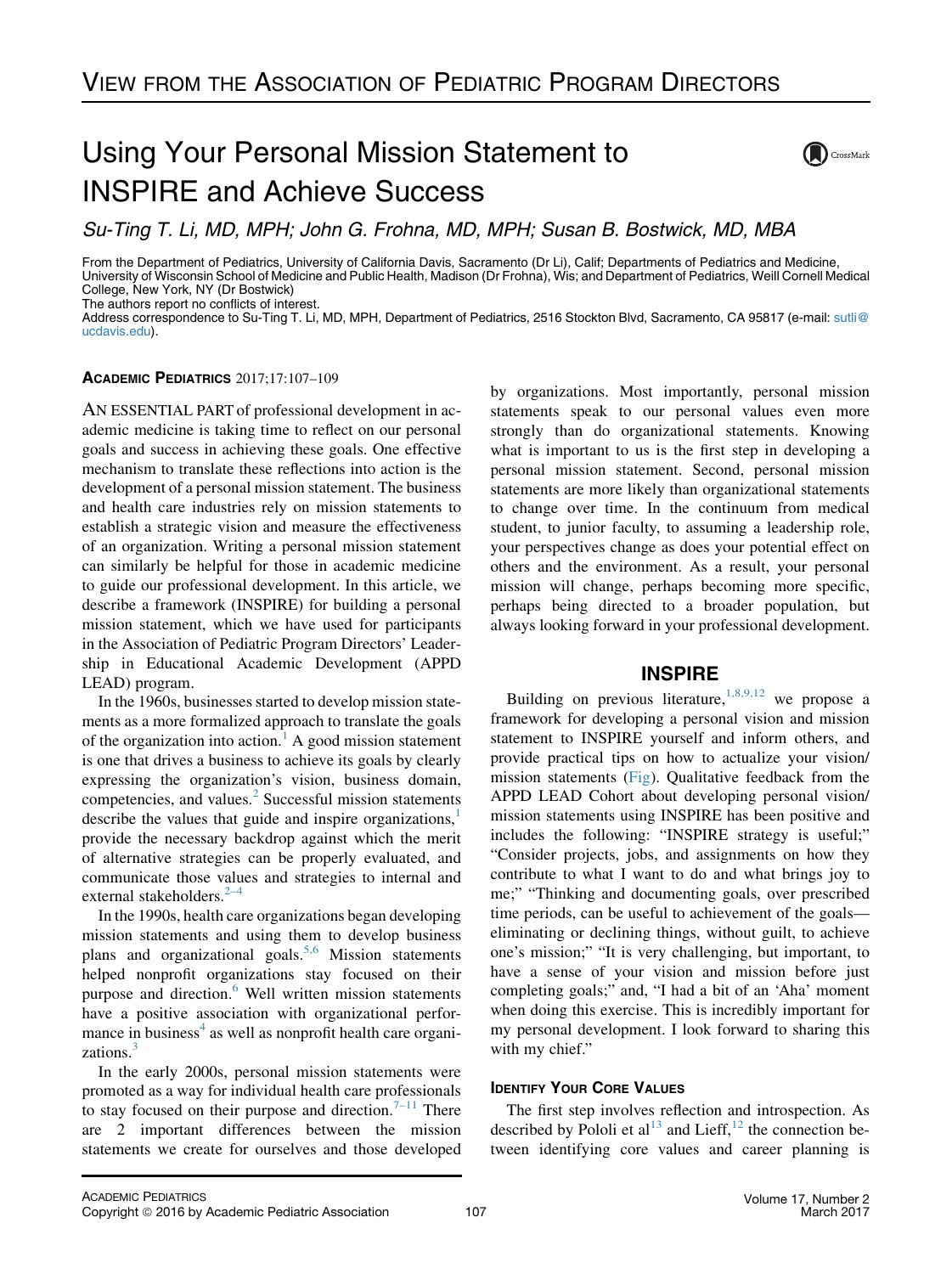# Using Your Personal Mission Statement to INSPIRE and Achieve Success

*Su-Ting T. Li, MD, MPH; John G. Frohna, MD, MPH; Susan B. Bostwick, MD, MBA*

From the Department of Pediatrics, University of California Davis, Sacramento (Dr Li), Calif; Departments of Pediatrics and Medicine, University of Wisconsin School of Medicine and Public Health, Madison (Dr Frohna), Wis; and Department of Pediatrics, Weill Cornell Medical College, New York, NY (Dr Bostwick)

The authors report no conflicts of interest.

Address correspondence to Su-Ting T. Li, MD, MPH, Department of Pediatrics, 2516 Stockton Blvd, Sacramento, CA 95817 (e-mail: sutli@ucdavis.edu).

**Academic Pediatrics** 2017;17:107–109

AN ESSENTIAL PART of professional development in academic medicine is taking time to reflect on our personal goals and success in achieving these goals. One effective mechanism to translate these reflections into action is the development of a personal mission statement. The business and health care industries rely on mission statements to establish a strategic vision and measure the effectiveness of an organization. Writing a personal mission statement can similarly be helpful for those in academic medicine to guide our professional development. In this article, we describe a framework (INSPIRE) for building a personal mission statement, which we have used for participants in the Association of Pediatric Program Directors' Leadership in Educational Academic Development (APPD LEAD) program.

In the 1960s, businesses started to develop mission statements as a more formalized approach to translate the goals of the organization into action.[1] A good mission statement is one that drives a business to achieve its goals by clearly expressing the organization's vision, business domain, competencies, and values.[2] Successful mission statements describe the values that guide and inspire organizations,[1] provide the necessary backdrop against which the merit of alternative strategies can be properly evaluated, and communicate those values and strategies to internal and external stakeholders.[2–4]

In the 1990s, health care organizations began developing mission statements and using them to develop business plans and organizational goals.[5,6] Mission statements helped nonprofit organizations stay focused on their purpose and direction.[6] Well written mission statements have a positive association with organizational performance in business[4] as well as nonprofit health care organizations.[3]

In the early 2000s, personal mission statements were promoted as a way for individual health care professionals to stay focused on their purpose and direction.[7–11] There are 2 important differences between the mission statements we create for ourselves and those developed by organizations. Most importantly, personal mission statements speak to our personal values even more strongly than do organizational statements. Knowing what is important to us is the first step in developing a personal mission statement. Second, personal mission statements are more likely than organizational statements to change over time. In the continuum from medical student, to junior faculty, to assuming a leadership role, your perspectives change as does your potential effect on others and the environment. As a result, your personal mission will change, perhaps becoming more specific, perhaps being directed to a broader population, but always looking forward in your professional development.

## INSPIRE

Building on previous literature,[1,8,9,12] we propose a framework for developing a personal vision and mission statement to INSPIRE yourself and inform others, and provide practical tips on how to actualize your vision/mission statements (Fig). Qualitative feedback from the APPD LEAD Cohort about developing personal vision/mission statements using INSPIRE has been positive and includes the following: "INSPIRE strategy is useful;" "Consider projects, jobs, and assignments on how they contribute to what I want to do and what brings joy to me;" "Thinking and documenting goals, over prescribed time periods, can be useful to achievement of the goals—eliminating or declining things, without guilt, to achieve one's mission;" "It is very challenging, but important, to have a sense of your vision and mission before just completing goals;" and, "I had a bit of an 'Aha' moment when doing this exercise. This is incredibly important for my personal development. I look forward to sharing this with my chief."

### Identify Your Core Values

The first step involves reflection and introspection. As described by Pololi et al[13] and Lieff,[12] the connection between identifying core values and career planning is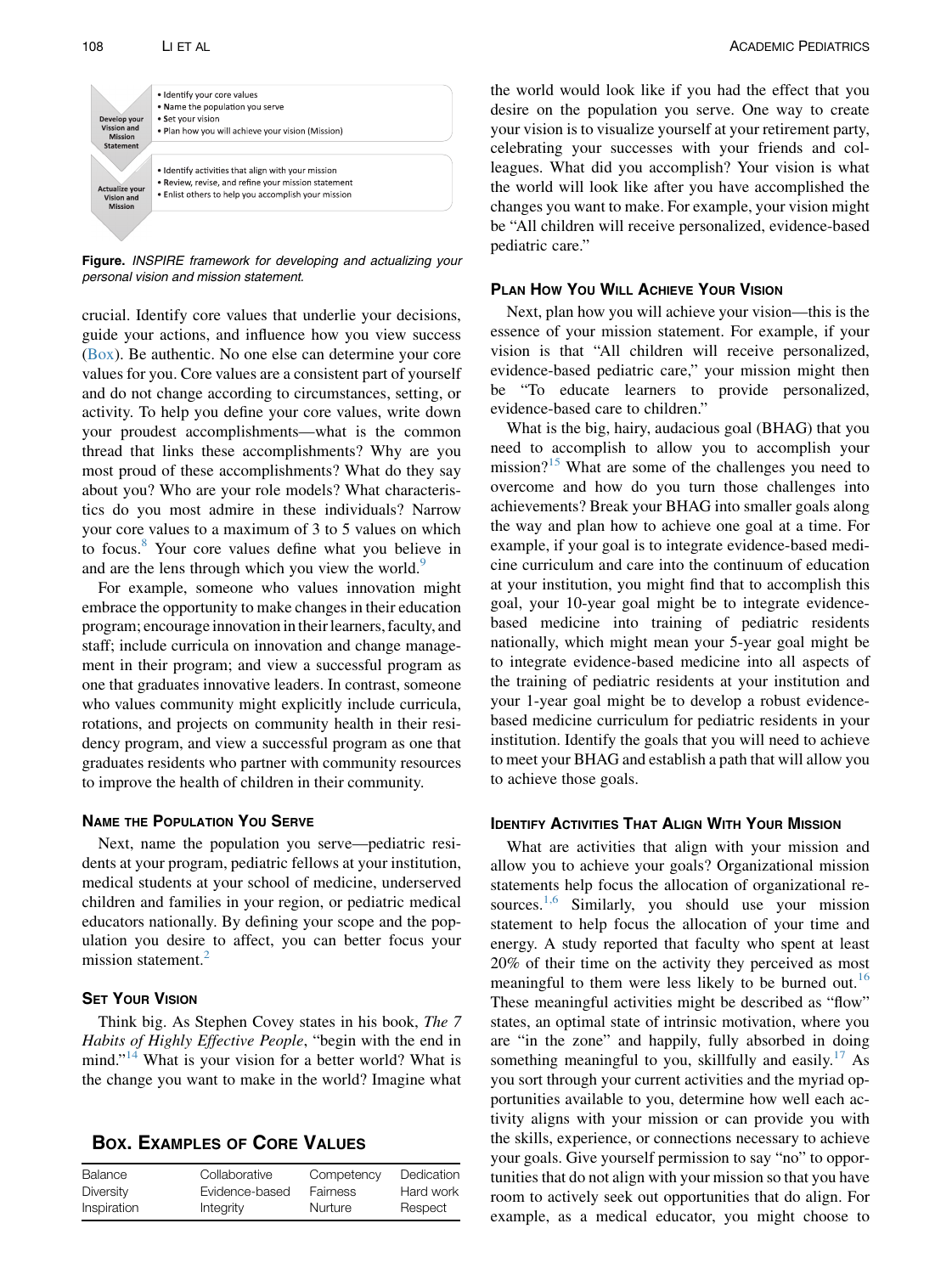- Identify your core values
- Name the population you serve
- Set your vision
- Plan how you will achieve your vision (Mission)

**Develop your Vision and Mission Statement**

- Identify activities that align with your mission
- Review, revise, and refine your mission statement
- Enlist others to help you accomplish your mission

**Actualize your Vision and Mission**

**Figure.** *INSPIRE framework for developing and actualizing your personal vision and mission statement.*

crucial. Identify core values that underlie your decisions, guide your actions, and influence how you view success (Box). Be authentic. No one else can determine your core values for you. Core values are a consistent part of yourself and do not change according to circumstances, setting, or activity. To help you define your core values, write down your proudest accomplishments—what is the common thread that links these accomplishments? Why are you most proud of these accomplishments? What do they say about you? Who are your role models? What characteristics do you most admire in these individuals? Narrow your core values to a maximum of 3 to 5 values on which to focus.[8] Your core values define what you believe in and are the lens through which you view the world.[9]

For example, someone who values innovation might embrace the opportunity to make changes in their education program; encourage innovation in their learners, faculty, and staff; include curricula on innovation and change management in their program; and view a successful program as one that graduates innovative leaders. In contrast, someone who values community might explicitly include curricula, rotations, and projects on community health in their residency program, and view a successful program as one that graduates residents who partner with community resources to improve the health of children in their community.

### Name the Population You Serve

Next, name the population you serve—pediatric residents at your program, pediatric fellows at your institution, medical students at your school of medicine, underserved children and families in your region, or pediatric medical educators nationally. By defining your scope and the population you desire to affect, you can better focus your mission statement.[2]

### Set Your Vision

Think big. As Stephen Covey states in his book, *The 7 Habits of Highly Effective People*, "begin with the end in mind."[14] What is your vision for a better world? What is the change you want to make in the world? Imagine what the world would look like if you had the effect that you desire on the population you serve. One way to create your vision is to visualize yourself at your retirement party, celebrating your successes with your friends and colleagues. What did you accomplish? Your vision is what the world will look like after you have accomplished the changes you want to make. For example, your vision might be "All children will receive personalized, evidence-based pediatric care."

### Box. Examples of Core Values

| | | | |
|---|---|---|---|
| Balance | Collaborative | Competency | Dedication |
| Diversity | Evidence-based | Fairness | Hard work |
| Inspiration | Integrity | Nurture | Respect |

### Plan How You Will Achieve Your Vision

Next, plan how you will achieve your vision—this is the essence of your mission statement. For example, if your vision is that "All children will receive personalized, evidence-based pediatric care," your mission might then be "To educate learners to provide personalized, evidence-based care to children."

What is the big, hairy, audacious goal (BHAG) that you need to accomplish to allow you to accomplish your mission?[15] What are some of the challenges you need to overcome and how do you turn those challenges into achievements? Break your BHAG into smaller goals along the way and plan how to achieve one goal at a time. For example, if your goal is to integrate evidence-based medicine curriculum and care into the continuum of education at your institution, you might find that to accomplish this goal, your 10-year goal might be to integrate evidence-based medicine into training of pediatric residents nationally, which might mean your 5-year goal might be to integrate evidence-based medicine into all aspects of the training of pediatric residents at your institution and your 1-year goal might be to develop a robust evidence-based medicine curriculum for pediatric residents in your institution. Identify the goals that you will need to achieve to meet your BHAG and establish a path that will allow you to achieve those goals.

### Identify Activities That Align With Your Mission

What are activities that align with your mission and allow you to achieve your goals? Organizational mission statements help focus the allocation of organizational resources.[1,6] Similarly, you should use your mission statement to help focus the allocation of your time and energy. A study reported that faculty who spent at least 20% of their time on the activity they perceived as most meaningful to them were less likely to be burned out.[16] These meaningful activities might be described as "flow" states, an optimal state of intrinsic motivation, where you are "in the zone" and happily, fully absorbed in doing something meaningful to you, skillfully and easily.[17] As you sort through your current activities and the myriad opportunities available to you, determine how well each activity aligns with your mission or can provide you with the skills, experience, or connections necessary to achieve your goals. Give yourself permission to say "no" to opportunities that do not align with your mission so that you have room to actively seek out opportunities that do align. For example, as a medical educator, you might choose to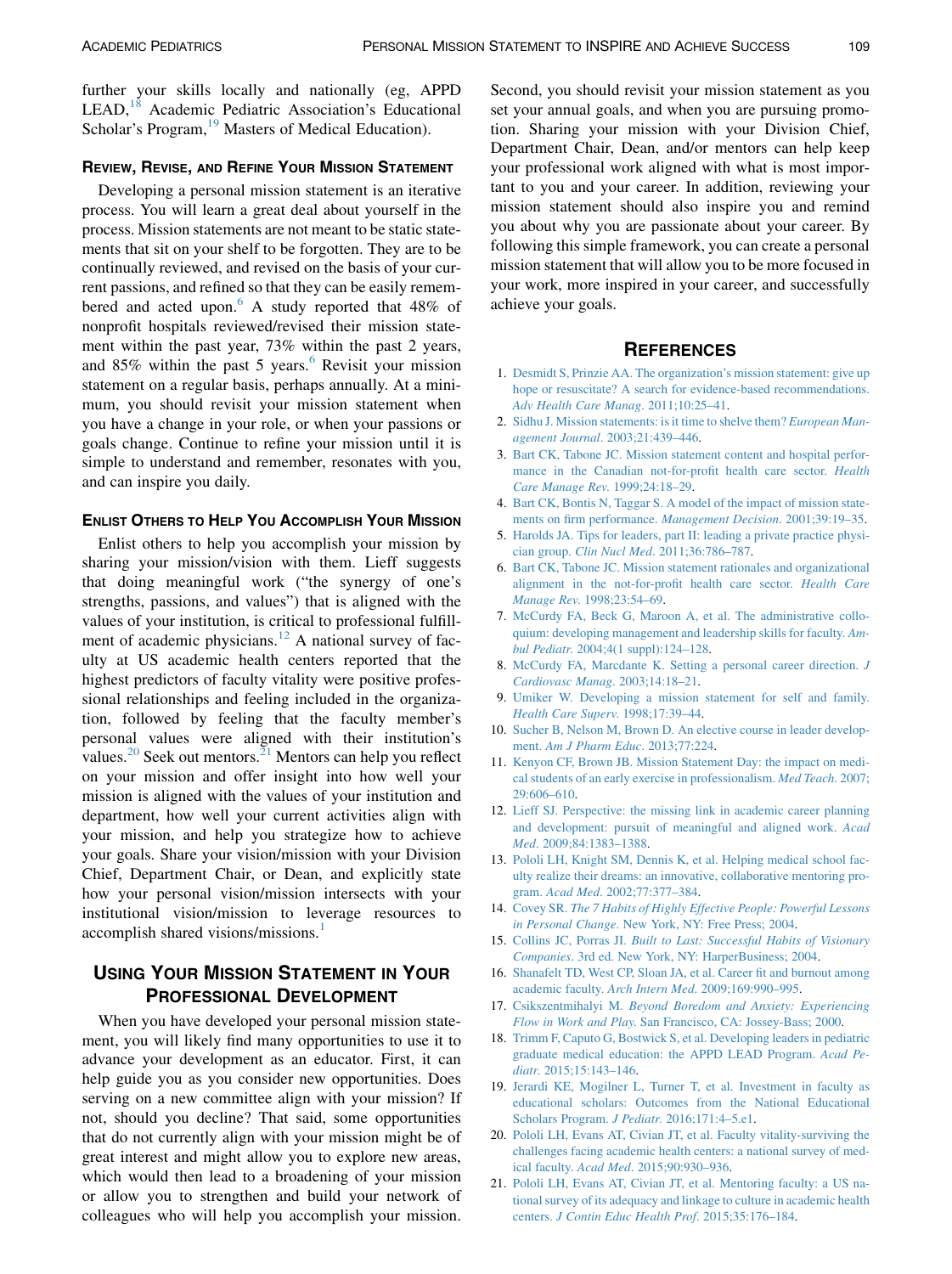further your skills locally and nationally (eg, APPD LEAD,[18] Academic Pediatric Association's Educational Scholar's Program,[19] Masters of Medical Education).

### Review, Revise, and Refine Your Mission Statement

Developing a personal mission statement is an iterative process. You will learn a great deal about yourself in the process. Mission statements are not meant to be static statements that sit on your shelf to be forgotten. They are to be continually reviewed, and revised on the basis of your current passions, and refined so that they can be easily remembered and acted upon.[6] A study reported that 48% of nonprofit hospitals reviewed/revised their mission statement within the past year, 73% within the past 2 years, and 85% within the past 5 years.[6] Revisit your mission statement on a regular basis, perhaps annually. At a minimum, you should revisit your mission statement when you have a change in your role, or when your passions or goals change. Continue to refine your mission until it is simple to understand and remember, resonates with you, and can inspire you daily.

### Enlist Others to Help You Accomplish Your Mission

Enlist others to help you accomplish your mission by sharing your mission/vision with them. Lieff suggests that doing meaningful work ("the synergy of one's strengths, passions, and values") that is aligned with the values of your institution, is critical to professional fulfillment of academic physicians.[12] A national survey of faculty at US academic health centers reported that the highest predictors of faculty vitality were positive professional relationships and feeling included in the organization, followed by feeling that the faculty member's personal values were aligned with their institution's values.[20] Seek out mentors.[21] Mentors can help you reflect on your mission and offer insight into how well your mission is aligned with the values of your institution and department, how well your current activities align with your mission, and help you strategize how to achieve your goals. Share your vision/mission with your Division Chief, Department Chair, or Dean, and explicitly state how your personal vision/mission intersects with your institutional vision/mission to leverage resources to accomplish shared visions/missions.[1]

## Using Your Mission Statement in Your Professional Development

When you have developed your personal mission statement, you will likely find many opportunities to use it to advance your development as an educator. First, it can help guide you as you consider new opportunities. Does serving on a new committee align with your mission? If not, should you decline? That said, some opportunities that do not currently align with your mission might be of great interest and might allow you to explore new areas, which would then lead to a broadening of your mission or allow you to strengthen and build your network of colleagues who will help you accomplish your mission. Second, you should revisit your mission statement as you set your annual goals, and when you are pursuing promotion. Sharing your mission with your Division Chief, Department Chair, Dean, and/or mentors can help keep your professional work aligned with what is most important to you and your career. In addition, reviewing your mission statement should also inspire you and remind you about why you are passionate about your career. By following this simple framework, you can create a personal mission statement that will allow you to be more focused in your work, more inspired in your career, and successfully achieve your goals.

## References

1. Desmidt S, Prinzie AA. The organization's mission statement: give up hope or resuscitate? A search for evidence-based recommendations. *Adv Health Care Manag*. 2011;10:25–41.
2. Sidhu J. Mission statements: is it time to shelve them? *European Management Journal*. 2003;21:439–446.
3. Bart CK, Tabone JC. Mission statement content and hospital performance in the Canadian not-for-profit health care sector. *Health Care Manage Rev*. 1999;24:18–29.
4. Bart CK, Bontis N, Taggar S. A model of the impact of mission statements on firm performance. *Management Decision*. 2001;39:19–35.
5. Harolds JA. Tips for leaders, part II: leading a private practice physician group. *Clin Nucl Med*. 2011;36:786–787.
6. Bart CK, Tabone JC. Mission statement rationales and organizational alignment in the not-for-profit health care sector. *Health Care Manage Rev*. 1998;23:54–69.
7. McCurdy FA, Beck G, Maroon A, et al. The administrative colloquium: developing management and leadership skills for faculty. *Ambul Pediatr*. 2004;4(1 suppl):124–128.
8. McCurdy FA, Marcdante K. Setting a personal career direction. *J Cardiovasc Manag*. 2003;14:18–21.
9. Umiker W. Developing a mission statement for self and family. *Health Care Superv*. 1998;17:39–44.
10. Sucher B, Nelson M, Brown D. An elective course in leader development. *Am J Pharm Educ*. 2013;77:224.
11. Kenyon CF, Brown JB. Mission Statement Day: the impact on medical students of an early exercise in professionalism. *Med Teach*. 2007;29:606–610.
12. Lieff SJ. Perspective: the missing link in academic career planning and development: pursuit of meaningful and aligned work. *Acad Med*. 2009;84:1383–1388.
13. Pololi LH, Knight SM, Dennis K, et al. Helping medical school faculty realize their dreams: an innovative, collaborative mentoring program. *Acad Med*. 2002;77:377–384.
14. Covey SR. *The 7 Habits of Highly Effective People: Powerful Lessons in Personal Change*. New York, NY: Free Press; 2004.
15. Collins JC, Porras JI. *Built to Last: Successful Habits of Visionary Companies*. 3rd ed. New York, NY: HarperBusiness; 2004.
16. Shanafelt TD, West CP, Sloan JA, et al. Career fit and burnout among academic faculty. *Arch Intern Med*. 2009;169:990–995.
17. Csikszentmihalyi M. *Beyond Boredom and Anxiety: Experiencing Flow in Work and Play*. San Francisco, CA: Jossey-Bass; 2000.
18. Trimm F, Caputo G, Bostwick S, et al. Developing leaders in pediatric graduate medical education: the APPD LEAD Program. *Acad Pediatr*. 2015;15:143–146.
19. Jerardi KE, Mogilner L, Turner T, et al. Investment in faculty as educational scholars: Outcomes from the National Educational Scholars Program. *J Pediatr*. 2016;171:4–5.e1.
20. Pololi LH, Evans AT, Civian JT, et al. Faculty vitality-surviving the challenges facing academic health centers: a national survey of medical faculty. *Acad Med*. 2015;90:930–936.
21. Pololi LH, Evans AT, Civian JT, et al. Mentoring faculty: a US national survey of its adequacy and linkage to culture in academic health centers. *J Contin Educ Health Prof*. 2015;35:176–184.